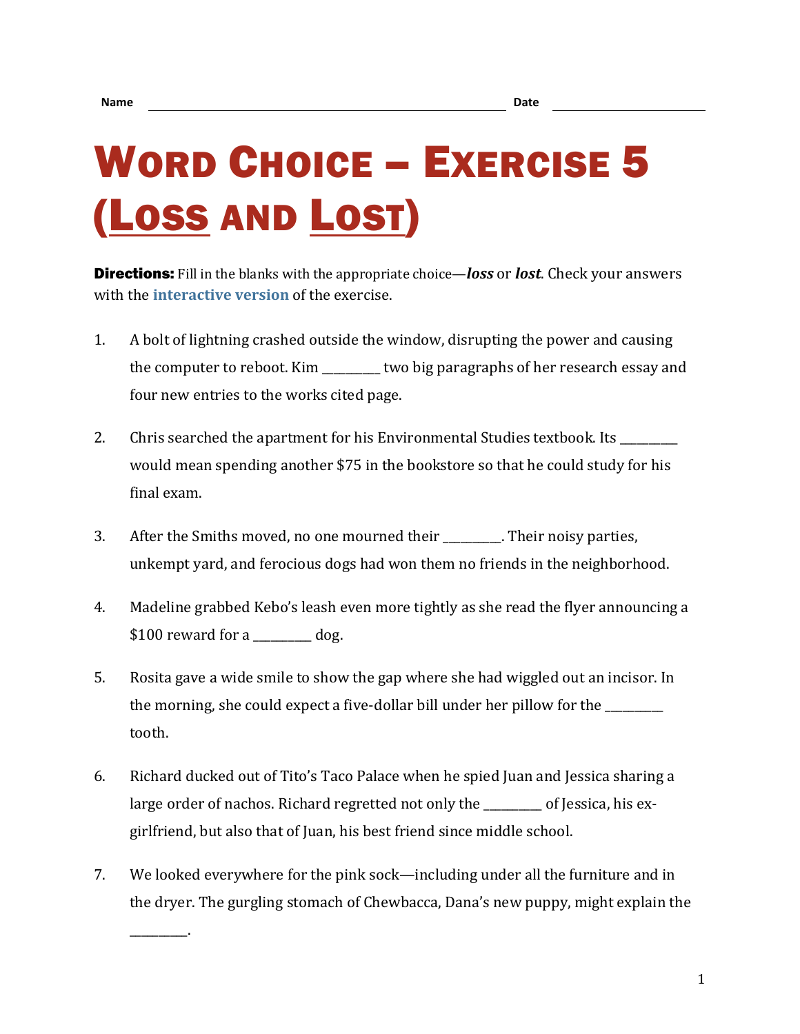Name ________________________________________ Date ____________________

# Word Choice – Exercise 5 (Loss and Lost)

**Directions:** Fill in the blanks with the appropriate choice—***loss*** or ***lost***. Check your answers with the **interactive version** of the exercise.

1. A bolt of lightning crashed outside the window, disrupting the power and causing the computer to reboot. Kim _________ two big paragraphs of her research essay and four new entries to the works cited page.

2. Chris searched the apartment for his Environmental Studies textbook. Its _________ would mean spending another $75 in the bookstore so that he could study for his final exam.

3. After the Smiths moved, no one mourned their _________. Their noisy parties, unkempt yard, and ferocious dogs had won them no friends in the neighborhood.

4. Madeline grabbed Kebo's leash even more tightly as she read the flyer announcing a $100 reward for a _________ dog.

5. Rosita gave a wide smile to show the gap where she had wiggled out an incisor. In the morning, she could expect a five-dollar bill under her pillow for the _________ tooth.

6. Richard ducked out of Tito's Taco Palace when he spied Juan and Jessica sharing a large order of nachos. Richard regretted not only the _________ of Jessica, his ex-girlfriend, but also that of Juan, his best friend since middle school.

7. We looked everywhere for the pink sock—including under all the furniture and in the dryer. The gurgling stomach of Chewbacca, Dana's new puppy, might explain the _________.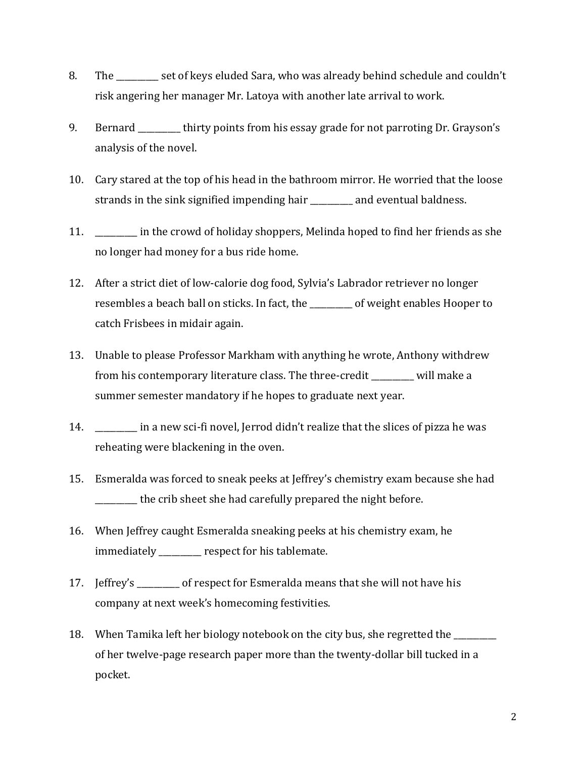8. The __________ set of keys eluded Sara, who was already behind schedule and couldn't risk angering her manager Mr. Latoya with another late arrival to work.

9. Bernard __________ thirty points from his essay grade for not parroting Dr. Grayson's analysis of the novel.

10. Cary stared at the top of his head in the bathroom mirror. He worried that the loose strands in the sink signified impending hair __________ and eventual baldness.

11. __________ in the crowd of holiday shoppers, Melinda hoped to find her friends as she no longer had money for a bus ride home.

12. After a strict diet of low-calorie dog food, Sylvia's Labrador retriever no longer resembles a beach ball on sticks. In fact, the __________ of weight enables Hooper to catch Frisbees in midair again.

13. Unable to please Professor Markham with anything he wrote, Anthony withdrew from his contemporary literature class. The three-credit __________ will make a summer semester mandatory if he hopes to graduate next year.

14. __________ in a new sci-fi novel, Jerrod didn't realize that the slices of pizza he was reheating were blackening in the oven.

15. Esmeralda was forced to sneak peeks at Jeffrey's chemistry exam because she had __________ the crib sheet she had carefully prepared the night before.

16. When Jeffrey caught Esmeralda sneaking peeks at his chemistry exam, he immediately __________ respect for his tablemate.

17. Jeffrey's __________ of respect for Esmeralda means that she will not have his company at next week's homecoming festivities.

18. When Tamika left her biology notebook on the city bus, she regretted the __________ of her twelve-page research paper more than the twenty-dollar bill tucked in a pocket.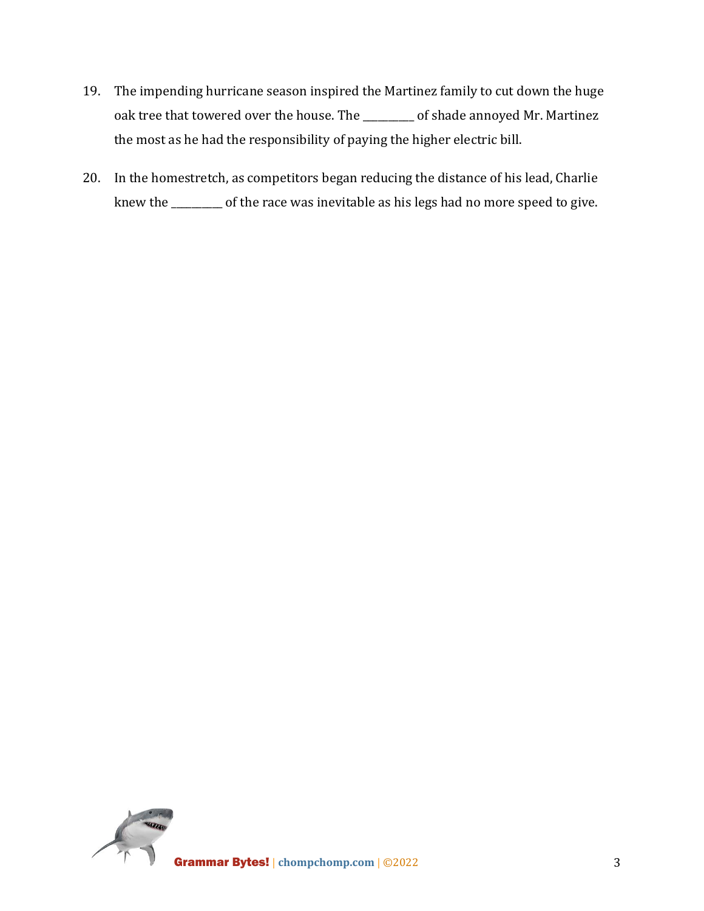19. The impending hurricane season inspired the Martinez family to cut down the huge oak tree that towered over the house. The _________ of shade annoyed Mr. Martinez the most as he had the responsibility of paying the higher electric bill.

20. In the homestretch, as competitors began reducing the distance of his lead, Charlie knew the _________ of the race was inevitable as his legs had no more speed to give.